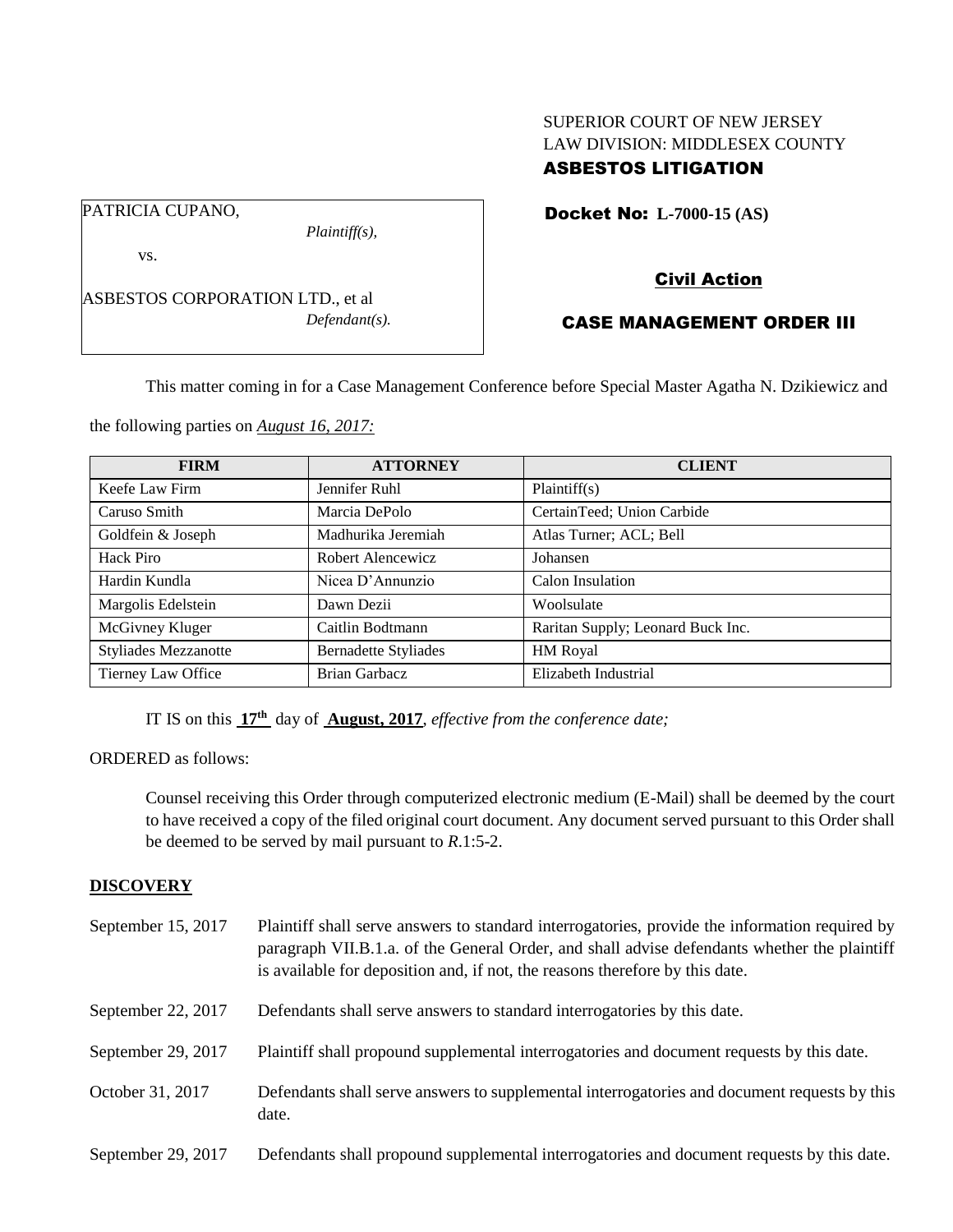SUPERIOR COURT OF NEW JERSEY
LAW DIVISION: MIDDLESEX COUNTY
**ASBESTOS LITIGATION**

PATRICIA CUPANO,
*Plaintiff(s),*

vs.

ASBESTOS CORPORATION LTD., et al
*Defendant(s).*

**Docket No: L-7000-15 (AS)**

**Civil Action**

**CASE MANAGEMENT ORDER III**

This matter coming in for a Case Management Conference before Special Master Agatha N. Dzikiewicz and the following parties on *August 16, 2017:*

| FIRM | ATTORNEY | CLIENT |
|---|---|---|
| Keefe Law Firm | Jennifer Ruhl | Plaintiff(s) |
| Caruso Smith | Marcia DePolo | CertainTeed; Union Carbide |
| Goldfein & Joseph | Madhurika Jeremiah | Atlas Turner; ACL; Bell |
| Hack Piro | Robert Alencewicz | Johansen |
| Hardin Kundla | Nicea D'Annunzio | Calon Insulation |
| Margolis Edelstein | Dawn Dezii | Woolsulate |
| McGivney Kluger | Caitlin Bodtmann | Raritan Supply; Leonard Buck Inc. |
| Styliades Mezzanotte | Bernadette Styliades | HM Royal |
| Tierney Law Office | Brian Garbacz | Elizabeth Industrial |

IT IS on this **17th** day of **August, 2017**, *effective from the conference date;*

ORDERED as follows:

Counsel receiving this Order through computerized electronic medium (E-Mail) shall be deemed by the court to have received a copy of the filed original court document. Any document served pursuant to this Order shall be deemed to be served by mail pursuant to *R*.1:5-2.

## DISCOVERY

| | |
|---|---|
| September 15, 2017 | Plaintiff shall serve answers to standard interrogatories, provide the information required by paragraph VII.B.1.a. of the General Order, and shall advise defendants whether the plaintiff is available for deposition and, if not, the reasons therefore by this date. |
| September 22, 2017 | Defendants shall serve answers to standard interrogatories by this date. |
| September 29, 2017 | Plaintiff shall propound supplemental interrogatories and document requests by this date. |
| October 31, 2017 | Defendants shall serve answers to supplemental interrogatories and document requests by this date. |
| September 29, 2017 | Defendants shall propound supplemental interrogatories and document requests by this date. |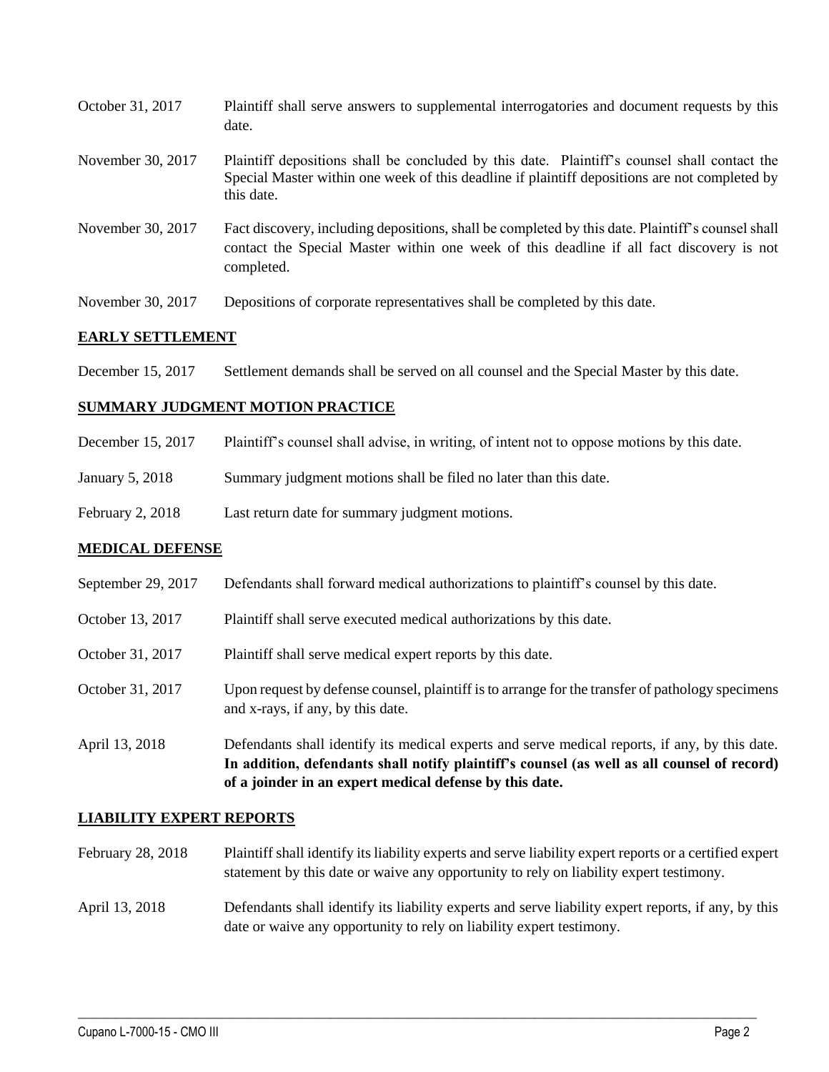| | |
|---|---|
| October 31, 2017 | Plaintiff shall serve answers to supplemental interrogatories and document requests by this date. |
| November 30, 2017 | Plaintiff depositions shall be concluded by this date. Plaintiff's counsel shall contact the Special Master within one week of this deadline if plaintiff depositions are not completed by this date. |
| November 30, 2017 | Fact discovery, including depositions, shall be completed by this date. Plaintiff's counsel shall contact the Special Master within one week of this deadline if all fact discovery is not completed. |
| November 30, 2017 | Depositions of corporate representatives shall be completed by this date. |

## EARLY SETTLEMENT

| | |
|---|---|
| December 15, 2017 | Settlement demands shall be served on all counsel and the Special Master by this date. |

## SUMMARY JUDGMENT MOTION PRACTICE

| | |
|---|---|
| December 15, 2017 | Plaintiff's counsel shall advise, in writing, of intent not to oppose motions by this date. |
| January 5, 2018 | Summary judgment motions shall be filed no later than this date. |
| February 2, 2018 | Last return date for summary judgment motions. |

## MEDICAL DEFENSE

| | |
|---|---|
| September 29, 2017 | Defendants shall forward medical authorizations to plaintiff's counsel by this date. |
| October 13, 2017 | Plaintiff shall serve executed medical authorizations by this date. |
| October 31, 2017 | Plaintiff shall serve medical expert reports by this date. |
| October 31, 2017 | Upon request by defense counsel, plaintiff is to arrange for the transfer of pathology specimens and x-rays, if any, by this date. |
| April 13, 2018 | Defendants shall identify its medical experts and serve medical reports, if any, by this date. **In addition, defendants shall notify plaintiff's counsel (as well as all counsel of record) of a joinder in an expert medical defense by this date.** |

## LIABILITY EXPERT REPORTS

| | |
|---|---|
| February 28, 2018 | Plaintiff shall identify its liability experts and serve liability expert reports or a certified expert statement by this date or waive any opportunity to rely on liability expert testimony. |
| April 13, 2018 | Defendants shall identify its liability experts and serve liability expert reports, if any, by this date or waive any opportunity to rely on liability expert testimony. |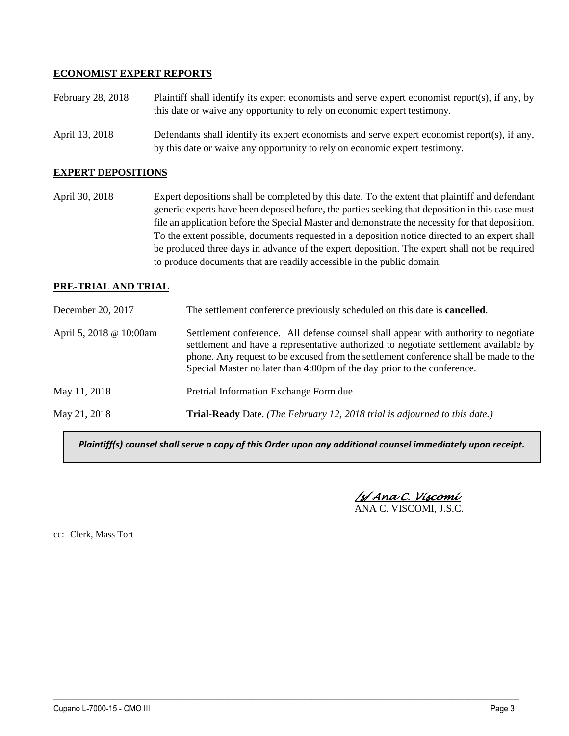**ECONOMIST EXPERT REPORTS**

| | |
|---|---|
| February 28, 2018 | Plaintiff shall identify its expert economists and serve expert economist report(s), if any, by this date or waive any opportunity to rely on economic expert testimony. |
| April 13, 2018 | Defendants shall identify its expert economists and serve expert economist report(s), if any, by this date or waive any opportunity to rely on economic expert testimony. |

**EXPERT DEPOSITIONS**

| | |
|---|---|
| April 30, 2018 | Expert depositions shall be completed by this date. To the extent that plaintiff and defendant generic experts have been deposed before, the parties seeking that deposition in this case must file an application before the Special Master and demonstrate the necessity for that deposition. To the extent possible, documents requested in a deposition notice directed to an expert shall be produced three days in advance of the expert deposition. The expert shall not be required to produce documents that are readily accessible in the public domain. |

**PRE-TRIAL AND TRIAL**

| | |
|---|---|
| December 20, 2017 | The settlement conference previously scheduled on this date is **cancelled**. |
| April 5, 2018 @ 10:00am | Settlement conference. All defense counsel shall appear with authority to negotiate settlement and have a representative authorized to negotiate settlement available by phone. Any request to be excused from the settlement conference shall be made to the Special Master no later than 4:00pm of the day prior to the conference. |
| May 11, 2018 | Pretrial Information Exchange Form due. |
| May 21, 2018 | **Trial-Ready** Date. *(The February 12, 2018 trial is adjourned to this date.)* |

***Plaintiff(s) counsel shall serve a copy of this Order upon any additional counsel immediately upon receipt.***

*/s/ Ana C. Viscomi*
ANA C. VISCOMI, J.S.C.

cc: Clerk, Mass Tort